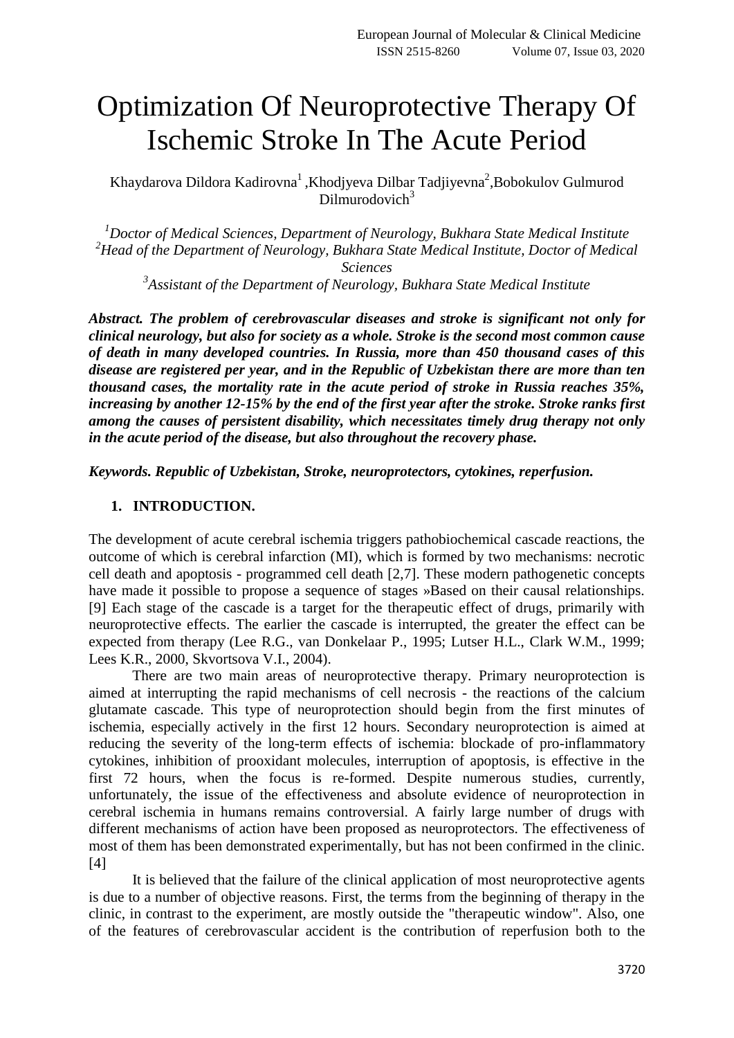# Optimization Of Neuroprotective Therapy Of Ischemic Stroke In The Acute Period

Khaydarova Dildora Kadirovna[1], Khodjyeva Dilbar Tadjiyevna[2], Bobokulov Gulmurod Dilmurodovich[3]

*[1]Doctor of Medical Sciences, Department of Neurology, Bukhara State Medical Institute*
*[2]Head of the Department of Neurology, Bukhara State Medical Institute, Doctor of Medical Sciences*
*[3]Assistant of the Department of Neurology, Bukhara State Medical Institute*

***Abstract. The problem of cerebrovascular diseases and stroke is significant not only for clinical neurology, but also for society as a whole. Stroke is the second most common cause of death in many developed countries. In Russia, more than 450 thousand cases of this disease are registered per year, and in the Republic of Uzbekistan there are more than ten thousand cases, the mortality rate in the acute period of stroke in Russia reaches 35%, increasing by another 12-15% by the end of the first year after the stroke. Stroke ranks first among the causes of persistent disability, which necessitates timely drug therapy not only in the acute period of the disease, but also throughout the recovery phase.***

***Keywords. Republic of Uzbekistan, Stroke, neuroprotectors, cytokines, reperfusion.***

## 1. INTRODUCTION.

The development of acute cerebral ischemia triggers pathobiochemical cascade reactions, the outcome of which is cerebral infarction (MI), which is formed by two mechanisms: necrotic cell death and apoptosis - programmed cell death [2,7]. These modern pathogenetic concepts have made it possible to propose a sequence of stages »Based on their causal relationships. [9] Each stage of the cascade is a target for the therapeutic effect of drugs, primarily with neuroprotective effects. The earlier the cascade is interrupted, the greater the effect can be expected from therapy (Lee R.G., van Donkelaar P., 1995; Lutser H.L., Clark W.M., 1999; Lees K.R., 2000, Skvortsova V.I., 2004).

There are two main areas of neuroprotective therapy. Primary neuroprotection is aimed at interrupting the rapid mechanisms of cell necrosis - the reactions of the calcium glutamate cascade. This type of neuroprotection should begin from the first minutes of ischemia, especially actively in the first 12 hours. Secondary neuroprotection is aimed at reducing the severity of the long-term effects of ischemia: blockade of pro-inflammatory cytokines, inhibition of prooxidant molecules, interruption of apoptosis, is effective in the first 72 hours, when the focus is re-formed. Despite numerous studies, currently, unfortunately, the issue of the effectiveness and absolute evidence of neuroprotection in cerebral ischemia in humans remains controversial. A fairly large number of drugs with different mechanisms of action have been proposed as neuroprotectors. The effectiveness of most of them has been demonstrated experimentally, but has not been confirmed in the clinic. [4]

It is believed that the failure of the clinical application of most neuroprotective agents is due to a number of objective reasons. First, the terms from the beginning of therapy in the clinic, in contrast to the experiment, are mostly outside the "therapeutic window". Also, one of the features of cerebrovascular accident is the contribution of reperfusion both to the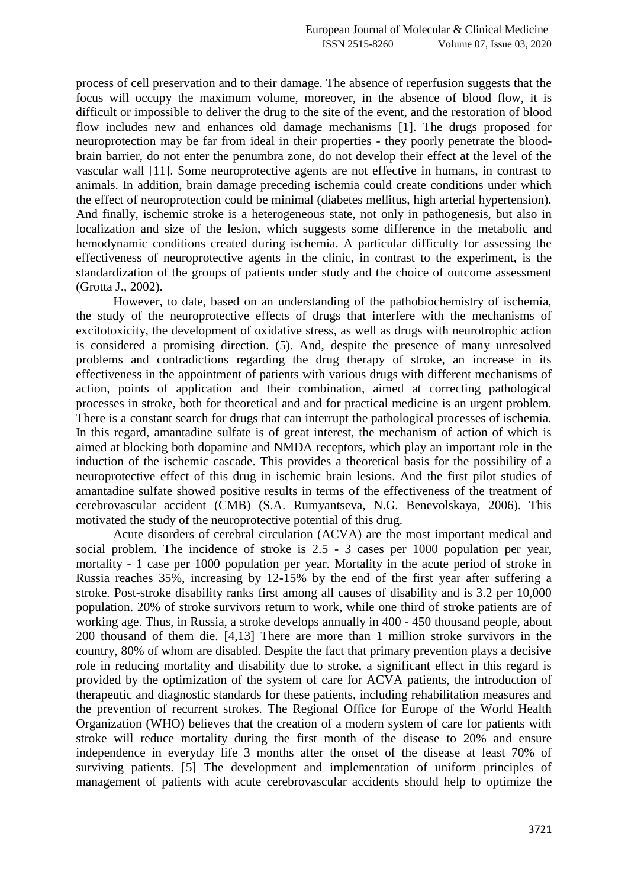process of cell preservation and to their damage. The absence of reperfusion suggests that the focus will occupy the maximum volume, moreover, in the absence of blood flow, it is difficult or impossible to deliver the drug to the site of the event, and the restoration of blood flow includes new and enhances old damage mechanisms [1]. The drugs proposed for neuroprotection may be far from ideal in their properties - they poorly penetrate the blood-brain barrier, do not enter the penumbra zone, do not develop their effect at the level of the vascular wall [11]. Some neuroprotective agents are not effective in humans, in contrast to animals. In addition, brain damage preceding ischemia could create conditions under which the effect of neuroprotection could be minimal (diabetes mellitus, high arterial hypertension). And finally, ischemic stroke is a heterogeneous state, not only in pathogenesis, but also in localization and size of the lesion, which suggests some difference in the metabolic and hemodynamic conditions created during ischemia. A particular difficulty for assessing the effectiveness of neuroprotective agents in the clinic, in contrast to the experiment, is the standardization of the groups of patients under study and the choice of outcome assessment (Grotta J., 2002).

However, to date, based on an understanding of the pathobiochemistry of ischemia, the study of the neuroprotective effects of drugs that interfere with the mechanisms of excitotoxicity, the development of oxidative stress, as well as drugs with neurotrophic action is considered a promising direction. (5). And, despite the presence of many unresolved problems and contradictions regarding the drug therapy of stroke, an increase in its effectiveness in the appointment of patients with various drugs with different mechanisms of action, points of application and their combination, aimed at correcting pathological processes in stroke, both for theoretical and and for practical medicine is an urgent problem. There is a constant search for drugs that can interrupt the pathological processes of ischemia. In this regard, amantadine sulfate is of great interest, the mechanism of action of which is aimed at blocking both dopamine and NMDA receptors, which play an important role in the induction of the ischemic cascade. This provides a theoretical basis for the possibility of a neuroprotective effect of this drug in ischemic brain lesions. And the first pilot studies of amantadine sulfate showed positive results in terms of the effectiveness of the treatment of cerebrovascular accident (CMB) (S.A. Rumyantseva, N.G. Benevolskaya, 2006). This motivated the study of the neuroprotective potential of this drug.

Acute disorders of cerebral circulation (ACVA) are the most important medical and social problem. The incidence of stroke is 2.5 - 3 cases per 1000 population per year, mortality - 1 case per 1000 population per year. Mortality in the acute period of stroke in Russia reaches 35%, increasing by 12-15% by the end of the first year after suffering a stroke. Post-stroke disability ranks first among all causes of disability and is 3.2 per 10,000 population. 20% of stroke survivors return to work, while one third of stroke patients are of working age. Thus, in Russia, a stroke develops annually in 400 - 450 thousand people, about 200 thousand of them die. [4,13] There are more than 1 million stroke survivors in the country, 80% of whom are disabled. Despite the fact that primary prevention plays a decisive role in reducing mortality and disability due to stroke, a significant effect in this regard is provided by the optimization of the system of care for ACVA patients, the introduction of therapeutic and diagnostic standards for these patients, including rehabilitation measures and the prevention of recurrent strokes. The Regional Office for Europe of the World Health Organization (WHO) believes that the creation of a modern system of care for patients with stroke will reduce mortality during the first month of the disease to 20% and ensure independence in everyday life 3 months after the onset of the disease at least 70% of surviving patients. [5] The development and implementation of uniform principles of management of patients with acute cerebrovascular accidents should help to optimize the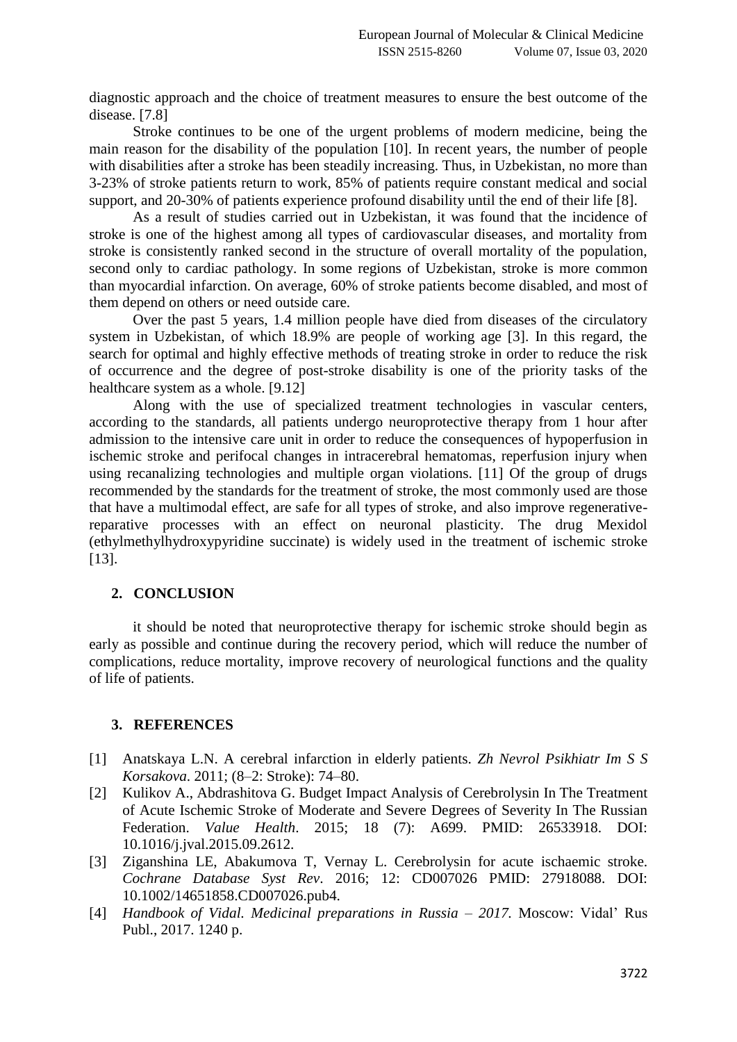diagnostic approach and the choice of treatment measures to ensure the best outcome of the disease. [7.8]

Stroke continues to be one of the urgent problems of modern medicine, being the main reason for the disability of the population [10]. In recent years, the number of people with disabilities after a stroke has been steadily increasing. Thus, in Uzbekistan, no more than 3-23% of stroke patients return to work, 85% of patients require constant medical and social support, and 20-30% of patients experience profound disability until the end of their life [8].

As a result of studies carried out in Uzbekistan, it was found that the incidence of stroke is one of the highest among all types of cardiovascular diseases, and mortality from stroke is consistently ranked second in the structure of overall mortality of the population, second only to cardiac pathology. In some regions of Uzbekistan, stroke is more common than myocardial infarction. On average, 60% of stroke patients become disabled, and most of them depend on others or need outside care.

Over the past 5 years, 1.4 million people have died from diseases of the circulatory system in Uzbekistan, of which 18.9% are people of working age [3]. In this regard, the search for optimal and highly effective methods of treating stroke in order to reduce the risk of occurrence and the degree of post-stroke disability is one of the priority tasks of the healthcare system as a whole. [9.12]

Along with the use of specialized treatment technologies in vascular centers, according to the standards, all patients undergo neuroprotective therapy from 1 hour after admission to the intensive care unit in order to reduce the consequences of hypoperfusion in ischemic stroke and perifocal changes in intracerebral hematomas, reperfusion injury when using recanalizing technologies and multiple organ violations. [11] Of the group of drugs recommended by the standards for the treatment of stroke, the most commonly used are those that have a multimodal effect, are safe for all types of stroke, and also improve regenerative-reparative processes with an effect on neuronal plasticity. The drug Mexidol (ethylmethylhydroxypyridine succinate) is widely used in the treatment of ischemic stroke [13].

## 2. CONCLUSION

it should be noted that neuroprotective therapy for ischemic stroke should begin as early as possible and continue during the recovery period, which will reduce the number of complications, reduce mortality, improve recovery of neurological functions and the quality of life of patients.

## 3. REFERENCES

[1] Anatskaya L.N. A cerebral infarction in elderly patients. *Zh Nevrol Psikhiatr Im S S Korsakova*. 2011; (8–2: Stroke): 74–80.

[2] Kulikov A., Abdrashitova G. Budget Impact Analysis of Cerebrolysin In The Treatment of Acute Ischemic Stroke of Moderate and Severe Degrees of Severity In The Russian Federation. *Value Health*. 2015; 18 (7): A699. PMID: 26533918. DOI: 10.1016/j.jval.2015.09.2612.

[3] Ziganshina LE, Abakumova T, Vernay L. Cerebrolysin for acute ischaemic stroke. *Cochrane Database Syst Rev*. 2016; 12: CD007026 PMID: 27918088. DOI: 10.1002/14651858.CD007026.pub4.

[4] *Handbook of Vidal. Medicinal preparations in Russia – 2017.* Moscow: Vidal' Rus Publ., 2017. 1240 p.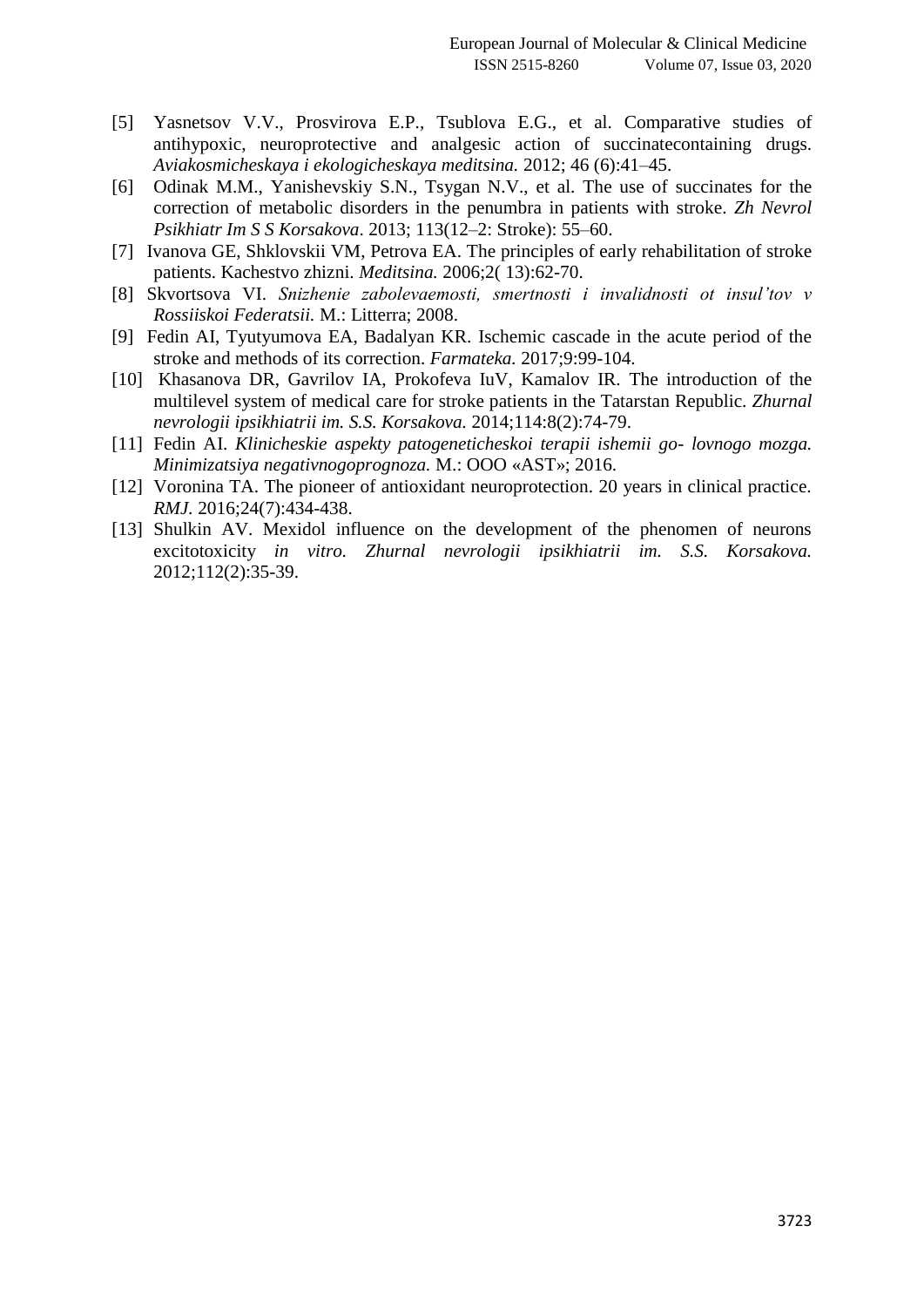[5] Yasnetsov V.V., Prosvirova E.P., Tsublova E.G., et al. Comparative studies of antihypoxic, neuroprotective and analgesic action of succinatecontaining drugs. *Aviakosmicheskaya i ekologicheskaya meditsina.* 2012; 46 (6):41–45.

[6] Odinak M.M., Yanishevskiy S.N., Tsygan N.V., et al. The use of succinates for the correction of metabolic disorders in the penumbra in patients with stroke. *Zh Nevrol Psikhiatr Im S S Korsakova*. 2013; 113(12–2: Stroke): 55–60.

[7] Ivanova GE, Shklovskii VM, Petrova EA. The principles of early rehabilitation of stroke patients. Kachestvo zhizni. *Meditsina.* 2006;2( 13):62-70.

[8] Skvortsova VI. *Snizhenie zabolevaemosti, smertnosti i invalidnosti ot insul'tov v Rossiiskoi Federatsii.* M.: Litterra; 2008.

[9] Fedin AI, Tyutyumova EA, Badalyan KR. Ischemic cascade in the acute period of the stroke and methods of its correction. *Farmateka.* 2017;9:99-104.

[10] Khasanova DR, Gavrilov IA, Prokofeva IuV, Kamalov IR. The introduction of the multilevel system of medical care for stroke patients in the Tatarstan Republic. *Zhurnal nevrologii ipsikhiatrii im. S.S. Korsakova.* 2014;114:8(2):74-79.

[11] Fedin AI. *Klinicheskie aspekty patogeneticheskoi terapii ishemii go- lovnogo mozga. Minimizatsiya negativnogoprognoza.* M.: OOO «AST»; 2016.

[12] Voronina TA. The pioneer of antioxidant neuroprotection. 20 years in clinical practice. *RMJ.* 2016;24(7):434-438.

[13] Shulkin AV. Mexidol influence on the development of the phenomen of neurons excitotoxicity *in vitro. Zhurnal nevrologii ipsikhiatrii im. S.S. Korsakova.* 2012;112(2):35-39.